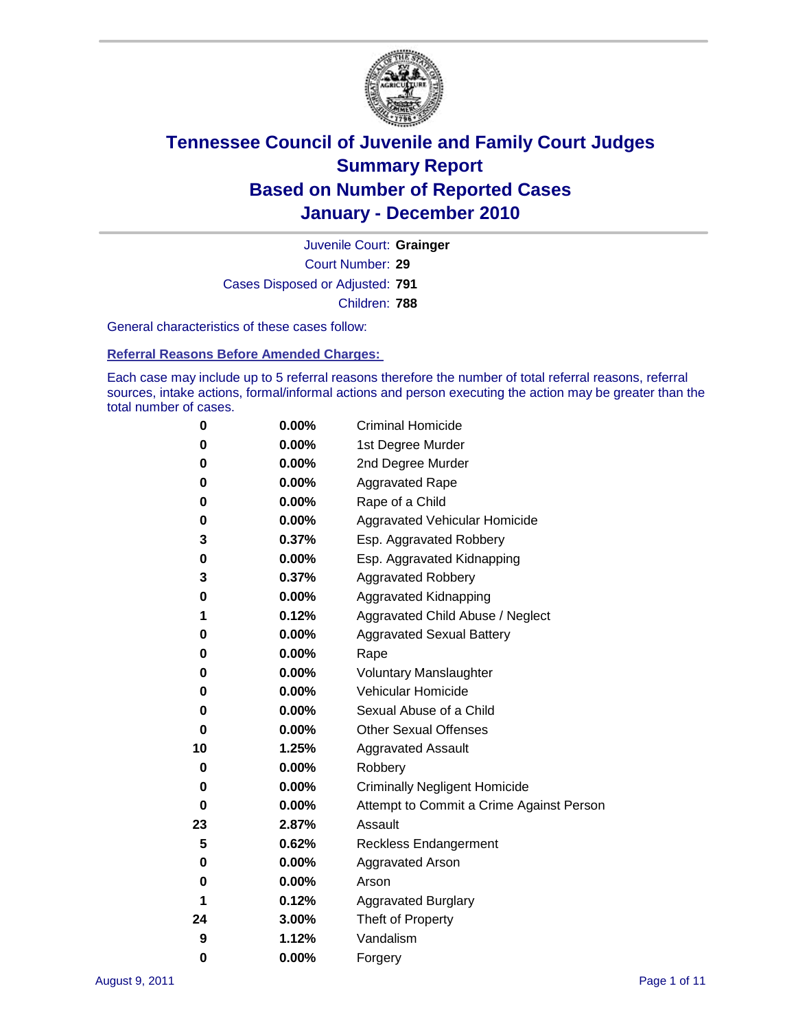# Tennessee Council of Juvenile and Family Court Judges
## Summary Report
## Based on Number of Reported Cases
## January - December 2010

Juvenile Court: **Grainger**

Court Number: **29**

Cases Disposed or Adjusted: **791**

Children: **788**

General characteristics of these cases follow:

### Referral Reasons Before Amended Charges:

Each case may include up to 5 referral reasons therefore the number of total referral reasons, referral sources, intake actions, formal/informal actions and person executing the action may be greater than the total number of cases.

| Count | Percent | Referral Reason |
|---|---|---|
| 0 | 0.00% | Criminal Homicide |
| 0 | 0.00% | 1st Degree Murder |
| 0 | 0.00% | 2nd Degree Murder |
| 0 | 0.00% | Aggravated Rape |
| 0 | 0.00% | Rape of a Child |
| 0 | 0.00% | Aggravated Vehicular Homicide |
| 3 | 0.37% | Esp. Aggravated Robbery |
| 0 | 0.00% | Esp. Aggravated Kidnapping |
| 3 | 0.37% | Aggravated Robbery |
| 0 | 0.00% | Aggravated Kidnapping |
| 1 | 0.12% | Aggravated Child Abuse / Neglect |
| 0 | 0.00% | Aggravated Sexual Battery |
| 0 | 0.00% | Rape |
| 0 | 0.00% | Voluntary Manslaughter |
| 0 | 0.00% | Vehicular Homicide |
| 0 | 0.00% | Sexual Abuse of a Child |
| 0 | 0.00% | Other Sexual Offenses |
| 10 | 1.25% | Aggravated Assault |
| 0 | 0.00% | Robbery |
| 0 | 0.00% | Criminally Negligent Homicide |
| 0 | 0.00% | Attempt to Commit a Crime Against Person |
| 23 | 2.87% | Assault |
| 5 | 0.62% | Reckless Endangerment |
| 0 | 0.00% | Aggravated Arson |
| 0 | 0.00% | Arson |
| 1 | 0.12% | Aggravated Burglary |
| 24 | 3.00% | Theft of Property |
| 9 | 1.12% | Vandalism |
| 0 | 0.00% | Forgery |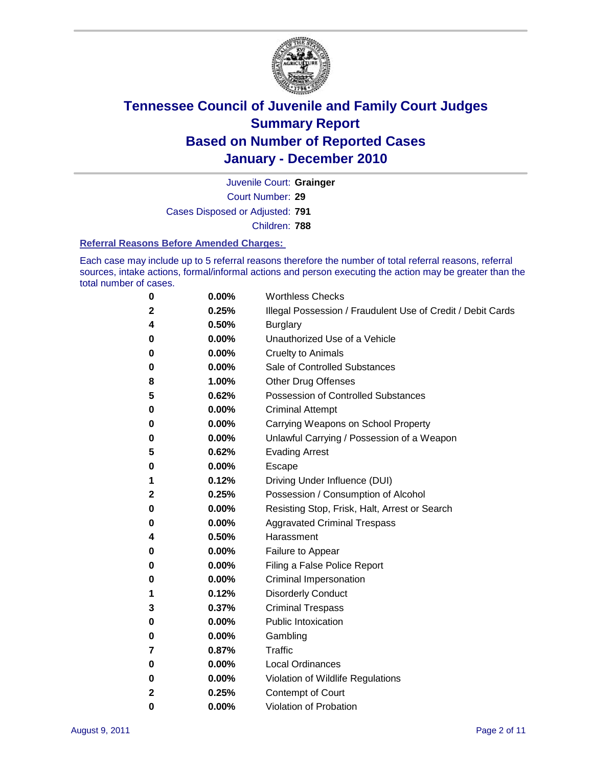# Tennessee Council of Juvenile and Family Court Judges
# Summary Report
# Based on Number of Reported Cases
# January - December 2010

Juvenile Court: **Grainger**

Court Number: **29**

Cases Disposed or Adjusted: **791**

Children: **788**

### Referral Reasons Before Amended Charges:

Each case may include up to 5 referral reasons therefore the number of total referral reasons, referral sources, intake actions, formal/informal actions and person executing the action may be greater than the total number of cases.

| | | |
|---|---|---|
| 0 | 0.00% | Worthless Checks |
| 2 | 0.25% | Illegal Possession / Fraudulent Use of Credit / Debit Cards |
| 4 | 0.50% | Burglary |
| 0 | 0.00% | Unauthorized Use of a Vehicle |
| 0 | 0.00% | Cruelty to Animals |
| 0 | 0.00% | Sale of Controlled Substances |
| 8 | 1.00% | Other Drug Offenses |
| 5 | 0.62% | Possession of Controlled Substances |
| 0 | 0.00% | Criminal Attempt |
| 0 | 0.00% | Carrying Weapons on School Property |
| 0 | 0.00% | Unlawful Carrying / Possession of a Weapon |
| 5 | 0.62% | Evading Arrest |
| 0 | 0.00% | Escape |
| 1 | 0.12% | Driving Under Influence (DUI) |
| 2 | 0.25% | Possession / Consumption of Alcohol |
| 0 | 0.00% | Resisting Stop, Frisk, Halt, Arrest or Search |
| 0 | 0.00% | Aggravated Criminal Trespass |
| 4 | 0.50% | Harassment |
| 0 | 0.00% | Failure to Appear |
| 0 | 0.00% | Filing a False Police Report |
| 0 | 0.00% | Criminal Impersonation |
| 1 | 0.12% | Disorderly Conduct |
| 3 | 0.37% | Criminal Trespass |
| 0 | 0.00% | Public Intoxication |
| 0 | 0.00% | Gambling |
| 7 | 0.87% | Traffic |
| 0 | 0.00% | Local Ordinances |
| 0 | 0.00% | Violation of Wildlife Regulations |
| 2 | 0.25% | Contempt of Court |
| 0 | 0.00% | Violation of Probation |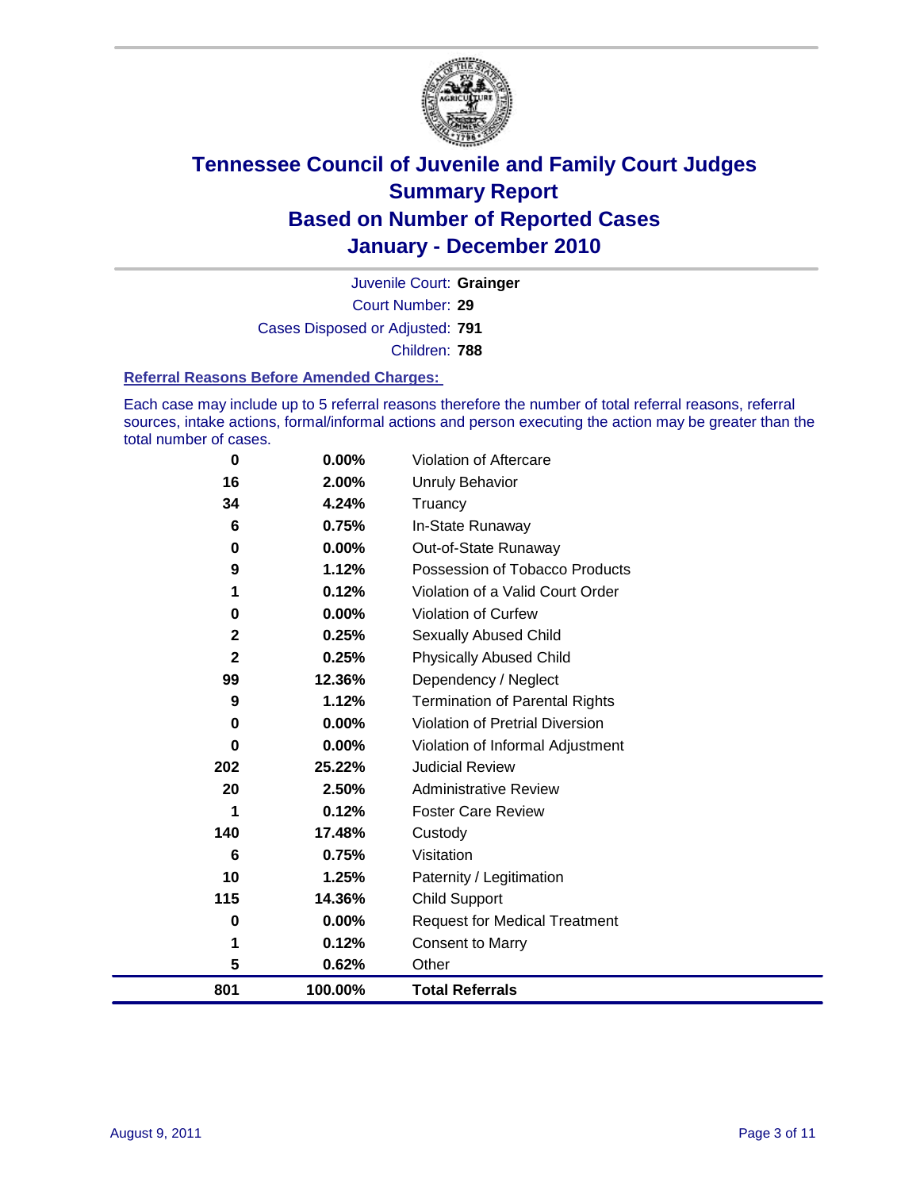# Tennessee Council of Juvenile and Family Court Judges
## Summary Report
## Based on Number of Reported Cases
## January - December 2010

Juvenile Court: **Grainger**

Court Number: **29**

Cases Disposed or Adjusted: **791**

Children: **788**

### Referral Reasons Before Amended Charges:

Each case may include up to 5 referral reasons therefore the number of total referral reasons, referral sources, intake actions, formal/informal actions and person executing the action may be greater than the total number of cases.

| Count | Percent | Referral Reason |
|---|---|---|
| 0 | 0.00% | Violation of Aftercare |
| 16 | 2.00% | Unruly Behavior |
| 34 | 4.24% | Truancy |
| 6 | 0.75% | In-State Runaway |
| 0 | 0.00% | Out-of-State Runaway |
| 9 | 1.12% | Possession of Tobacco Products |
| 1 | 0.12% | Violation of a Valid Court Order |
| 0 | 0.00% | Violation of Curfew |
| 2 | 0.25% | Sexually Abused Child |
| 2 | 0.25% | Physically Abused Child |
| 99 | 12.36% | Dependency / Neglect |
| 9 | 1.12% | Termination of Parental Rights |
| 0 | 0.00% | Violation of Pretrial Diversion |
| 0 | 0.00% | Violation of Informal Adjustment |
| 202 | 25.22% | Judicial Review |
| 20 | 2.50% | Administrative Review |
| 1 | 0.12% | Foster Care Review |
| 140 | 17.48% | Custody |
| 6 | 0.75% | Visitation |
| 10 | 1.25% | Paternity / Legitimation |
| 115 | 14.36% | Child Support |
| 0 | 0.00% | Request for Medical Treatment |
| 1 | 0.12% | Consent to Marry |
| 5 | 0.62% | Other |
| **801** | **100.00%** | **Total Referrals** |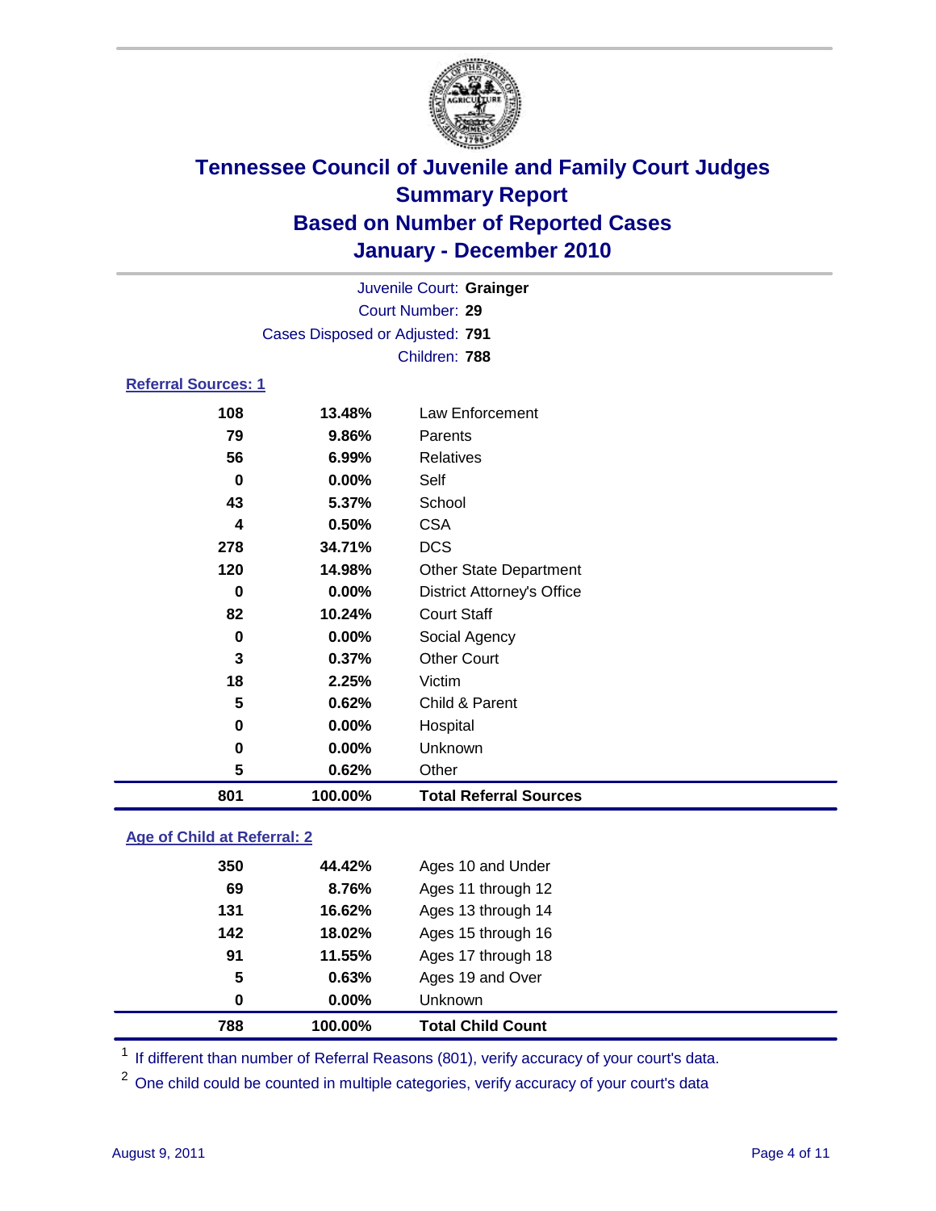# Tennessee Council of Juvenile and Family Court Judges
## Summary Report
## Based on Number of Reported Cases
## January - December 2010

Juvenile Court: **Grainger**
Court Number: **29**
Cases Disposed or Adjusted: **791**
Children: **788**

### Referral Sources: 1

| Count | Percent | Source |
|---|---|---|
| 108 | 13.48% | Law Enforcement |
| 79 | 9.86% | Parents |
| 56 | 6.99% | Relatives |
| 0 | 0.00% | Self |
| 43 | 5.37% | School |
| 4 | 0.50% | CSA |
| 278 | 34.71% | DCS |
| 120 | 14.98% | Other State Department |
| 0 | 0.00% | District Attorney's Office |
| 82 | 10.24% | Court Staff |
| 0 | 0.00% | Social Agency |
| 3 | 0.37% | Other Court |
| 18 | 2.25% | Victim |
| 5 | 0.62% | Child & Parent |
| 0 | 0.00% | Hospital |
| 0 | 0.00% | Unknown |
| 5 | 0.62% | Other |
| **801** | **100.00%** | **Total Referral Sources** |

### Age of Child at Referral: 2

| Count | Percent | Age |
|---|---|---|
| 350 | 44.42% | Ages 10 and Under |
| 69 | 8.76% | Ages 11 through 12 |
| 131 | 16.62% | Ages 13 through 14 |
| 142 | 18.02% | Ages 15 through 16 |
| 91 | 11.55% | Ages 17 through 18 |
| 5 | 0.63% | Ages 19 and Over |
| 0 | 0.00% | Unknown |
| **788** | **100.00%** | **Total Child Count** |

[1] If different than number of Referral Reasons (801), verify accuracy of your court's data.

[2] One child could be counted in multiple categories, verify accuracy of your court's data

August 9, 2011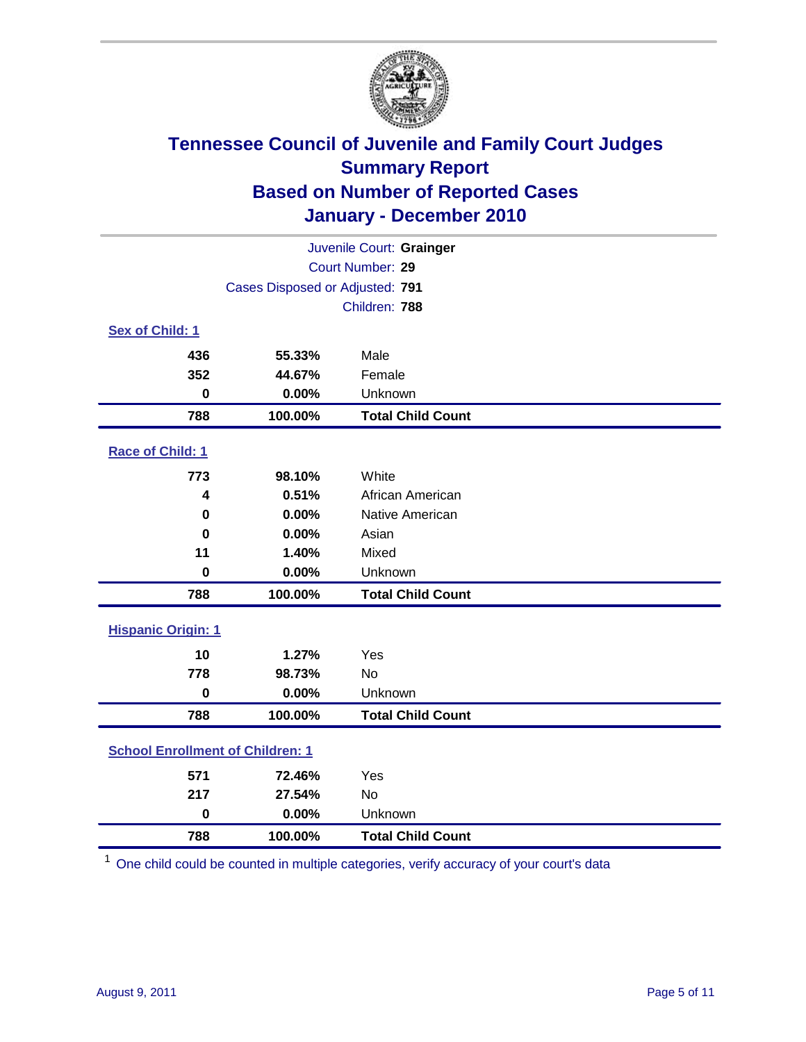# Tennessee Council of Juvenile and Family Court Judges
## Summary Report
## Based on Number of Reported Cases
## January - December 2010

Juvenile Court: **Grainger**
Court Number: **29**
Cases Disposed or Adjusted: **791**
Children: **788**

### Sex of Child: 1

| Count | Percent | Category |
|---|---|---|
| 436 | 55.33% | Male |
| 352 | 44.67% | Female |
| 0 | 0.00% | Unknown |
| **788** | **100.00%** | **Total Child Count** |

### Race of Child: 1

| Count | Percent | Category |
|---|---|---|
| 773 | 98.10% | White |
| 4 | 0.51% | African American |
| 0 | 0.00% | Native American |
| 0 | 0.00% | Asian |
| 11 | 1.40% | Mixed |
| 0 | 0.00% | Unknown |
| **788** | **100.00%** | **Total Child Count** |

### Hispanic Origin: 1

| Count | Percent | Category |
|---|---|---|
| 10 | 1.27% | Yes |
| 778 | 98.73% | No |
| 0 | 0.00% | Unknown |
| **788** | **100.00%** | **Total Child Count** |

### School Enrollment of Children: 1

| Count | Percent | Category |
|---|---|---|
| 571 | 72.46% | Yes |
| 217 | 27.54% | No |
| 0 | 0.00% | Unknown |
| **788** | **100.00%** | **Total Child Count** |

[1] One child could be counted in multiple categories, verify accuracy of your court's data

August 9, 2011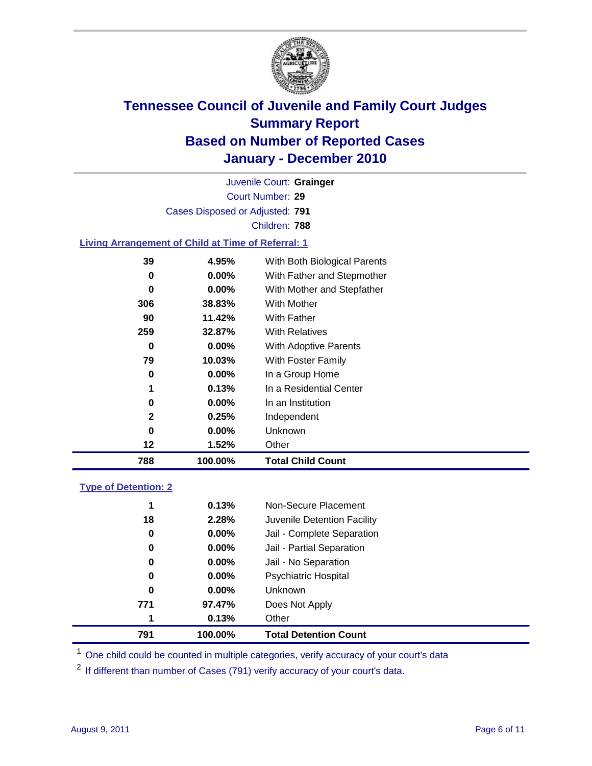# Tennessee Council of Juvenile and Family Court Judges
## Summary Report
## Based on Number of Reported Cases
## January - December 2010

Juvenile Court: **Grainger**

Court Number: **29**

Cases Disposed or Adjusted: **791**

Children: **788**

### Living Arrangement of Child at Time of Referral: 1

| | | |
|---|---|---|
| 39 | 4.95% | With Both Biological Parents |
| 0 | 0.00% | With Father and Stepmother |
| 0 | 0.00% | With Mother and Stepfather |
| 306 | 38.83% | With Mother |
| 90 | 11.42% | With Father |
| 259 | 32.87% | With Relatives |
| 0 | 0.00% | With Adoptive Parents |
| 79 | 10.03% | With Foster Family |
| 0 | 0.00% | In a Group Home |
| 1 | 0.13% | In a Residential Center |
| 0 | 0.00% | In an Institution |
| 2 | 0.25% | Independent |
| 0 | 0.00% | Unknown |
| 12 | 1.52% | Other |
| **788** | **100.00%** | **Total Child Count** |

### Type of Detention: 2

| | | |
|---|---|---|
| 1 | 0.13% | Non-Secure Placement |
| 18 | 2.28% | Juvenile Detention Facility |
| 0 | 0.00% | Jail - Complete Separation |
| 0 | 0.00% | Jail - Partial Separation |
| 0 | 0.00% | Jail - No Separation |
| 0 | 0.00% | Psychiatric Hospital |
| 0 | 0.00% | Unknown |
| 771 | 97.47% | Does Not Apply |
| 1 | 0.13% | Other |
| **791** | **100.00%** | **Total Detention Count** |

[1] One child could be counted in multiple categories, verify accuracy of your court's data

[2] If different than number of Cases (791) verify accuracy of your court's data.

August 9, 2011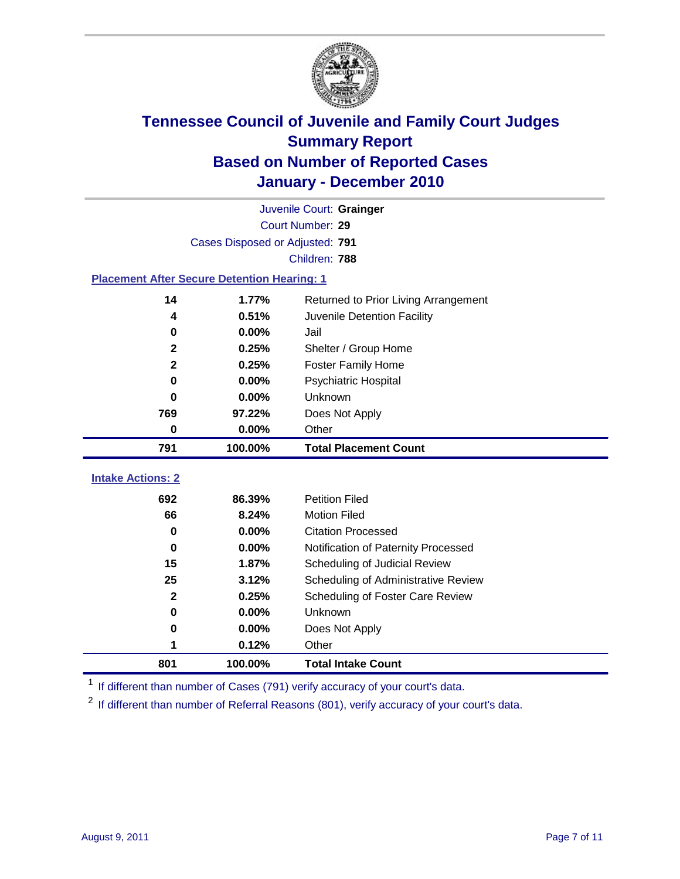# Tennessee Council of Juvenile and Family Court Judges
## Summary Report
## Based on Number of Reported Cases
## January - December 2010

Juvenile Court: **Grainger**

Court Number: **29**

Cases Disposed or Adjusted: **791**

Children: **788**

### Placement After Secure Detention Hearing: 1

| | | |
|---|---|---|
| 14 | 1.77% | Returned to Prior Living Arrangement |
| 4 | 0.51% | Juvenile Detention Facility |
| 0 | 0.00% | Jail |
| 2 | 0.25% | Shelter / Group Home |
| 2 | 0.25% | Foster Family Home |
| 0 | 0.00% | Psychiatric Hospital |
| 0 | 0.00% | Unknown |
| 769 | 97.22% | Does Not Apply |
| 0 | 0.00% | Other |
| **791** | **100.00%** | **Total Placement Count** |

### Intake Actions: 2

| | | |
|---|---|---|
| 692 | 86.39% | Petition Filed |
| 66 | 8.24% | Motion Filed |
| 0 | 0.00% | Citation Processed |
| 0 | 0.00% | Notification of Paternity Processed |
| 15 | 1.87% | Scheduling of Judicial Review |
| 25 | 3.12% | Scheduling of Administrative Review |
| 2 | 0.25% | Scheduling of Foster Care Review |
| 0 | 0.00% | Unknown |
| 0 | 0.00% | Does Not Apply |
| 1 | 0.12% | Other |
| **801** | **100.00%** | **Total Intake Count** |

[1] If different than number of Cases (791) verify accuracy of your court's data.

[2] If different than number of Referral Reasons (801), verify accuracy of your court's data.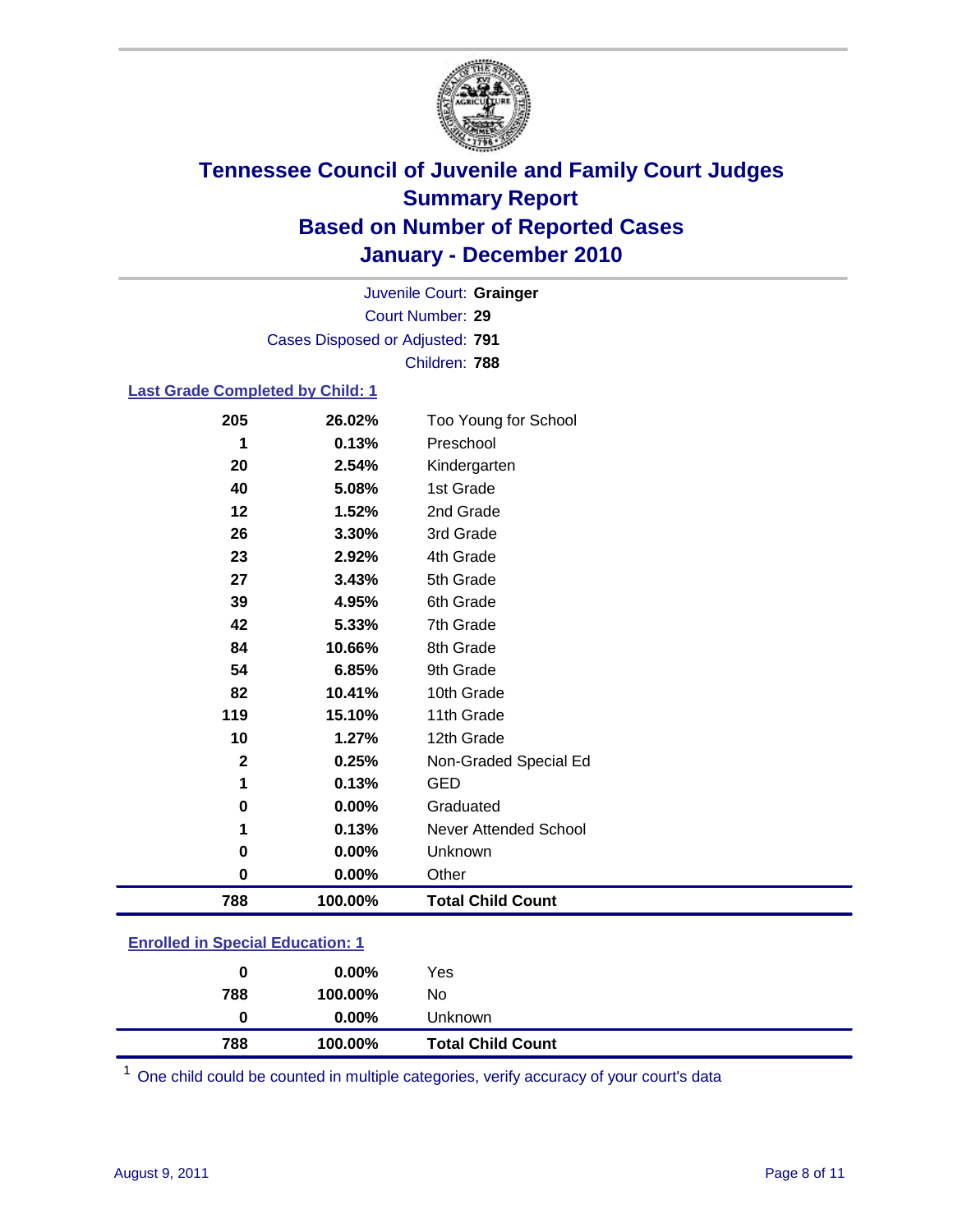# Tennessee Council of Juvenile and Family Court Judges
## Summary Report
## Based on Number of Reported Cases
## January - December 2010

Juvenile Court: **Grainger**
Court Number: **29**
Cases Disposed or Adjusted: **791**
Children: **788**

### Last Grade Completed by Child: 1

| Count | Percent | Category |
|---|---|---|
| 205 | 26.02% | Too Young for School |
| 1 | 0.13% | Preschool |
| 20 | 2.54% | Kindergarten |
| 40 | 5.08% | 1st Grade |
| 12 | 1.52% | 2nd Grade |
| 26 | 3.30% | 3rd Grade |
| 23 | 2.92% | 4th Grade |
| 27 | 3.43% | 5th Grade |
| 39 | 4.95% | 6th Grade |
| 42 | 5.33% | 7th Grade |
| 84 | 10.66% | 8th Grade |
| 54 | 6.85% | 9th Grade |
| 82 | 10.41% | 10th Grade |
| 119 | 15.10% | 11th Grade |
| 10 | 1.27% | 12th Grade |
| 2 | 0.25% | Non-Graded Special Ed |
| 1 | 0.13% | GED |
| 0 | 0.00% | Graduated |
| 1 | 0.13% | Never Attended School |
| 0 | 0.00% | Unknown |
| 0 | 0.00% | Other |
| **788** | **100.00%** | **Total Child Count** |

### Enrolled in Special Education: 1

| Count | Percent | Category |
|---|---|---|
| 0 | 0.00% | Yes |
| 788 | 100.00% | No |
| 0 | 0.00% | Unknown |
| **788** | **100.00%** | **Total Child Count** |

[1] One child could be counted in multiple categories, verify accuracy of your court's data

August 9, 2011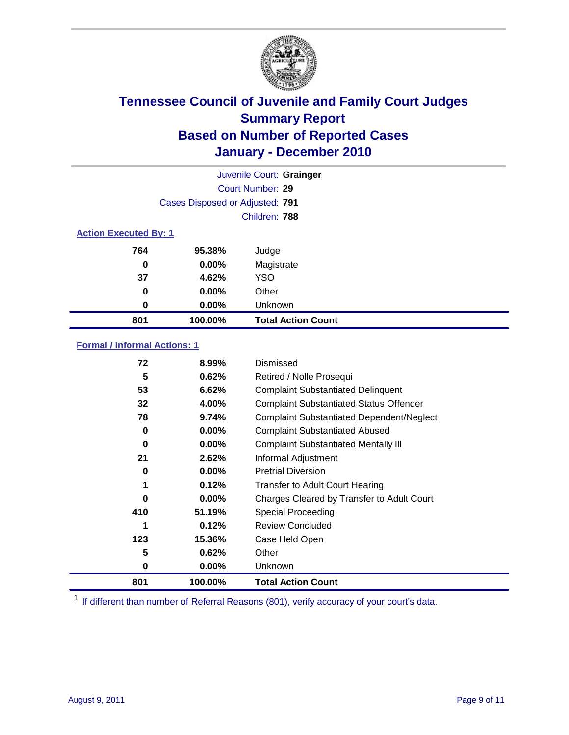# Tennessee Council of Juvenile and Family Court Judges
## Summary Report
## Based on Number of Reported Cases
## January - December 2010

Juvenile Court: **Grainger**

Court Number: **29**

Cases Disposed or Adjusted: **791**

Children: **788**

### Action Executed By: 1

| | | |
|---|---|---|
| 764 | 95.38% | Judge |
| 0 | 0.00% | Magistrate |
| 37 | 4.62% | YSO |
| 0 | 0.00% | Other |
| 0 | 0.00% | Unknown |
| **801** | **100.00%** | **Total Action Count** |

### Formal / Informal Actions: 1

| | | |
|---|---|---|
| 72 | 8.99% | Dismissed |
| 5 | 0.62% | Retired / Nolle Prosequi |
| 53 | 6.62% | Complaint Substantiated Delinquent |
| 32 | 4.00% | Complaint Substantiated Status Offender |
| 78 | 9.74% | Complaint Substantiated Dependent/Neglect |
| 0 | 0.00% | Complaint Substantiated Abused |
| 0 | 0.00% | Complaint Substantiated Mentally Ill |
| 21 | 2.62% | Informal Adjustment |
| 0 | 0.00% | Pretrial Diversion |
| 1 | 0.12% | Transfer to Adult Court Hearing |
| 0 | 0.00% | Charges Cleared by Transfer to Adult Court |
| 410 | 51.19% | Special Proceeding |
| 1 | 0.12% | Review Concluded |
| 123 | 15.36% | Case Held Open |
| 5 | 0.62% | Other |
| 0 | 0.00% | Unknown |
| **801** | **100.00%** | **Total Action Count** |

[1] If different than number of Referral Reasons (801), verify accuracy of your court's data.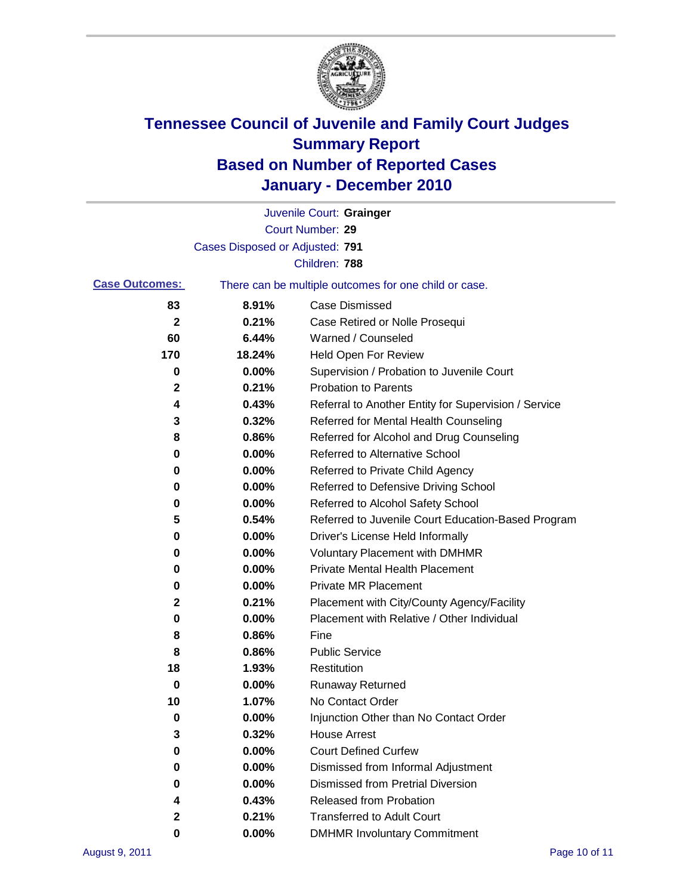# Tennessee Council of Juvenile and Family Court Judges
## Summary Report
## Based on Number of Reported Cases
## January - December 2010

Juvenile Court: **Grainger**
Court Number: **29**
Cases Disposed or Adjusted: **791**
Children: **788**

**Case Outcomes:** There can be multiple outcomes for one child or case.

| Count | Percent | Outcome |
|---|---|---|
| 83 | 8.91% | Case Dismissed |
| 2 | 0.21% | Case Retired or Nolle Prosequi |
| 60 | 6.44% | Warned / Counseled |
| 170 | 18.24% | Held Open For Review |
| 0 | 0.00% | Supervision / Probation to Juvenile Court |
| 2 | 0.21% | Probation to Parents |
| 4 | 0.43% | Referral to Another Entity for Supervision / Service |
| 3 | 0.32% | Referred for Mental Health Counseling |
| 8 | 0.86% | Referred for Alcohol and Drug Counseling |
| 0 | 0.00% | Referred to Alternative School |
| 0 | 0.00% | Referred to Private Child Agency |
| 0 | 0.00% | Referred to Defensive Driving School |
| 0 | 0.00% | Referred to Alcohol Safety School |
| 5 | 0.54% | Referred to Juvenile Court Education-Based Program |
| 0 | 0.00% | Driver's License Held Informally |
| 0 | 0.00% | Voluntary Placement with DMHMR |
| 0 | 0.00% | Private Mental Health Placement |
| 0 | 0.00% | Private MR Placement |
| 2 | 0.21% | Placement with City/County Agency/Facility |
| 0 | 0.00% | Placement with Relative / Other Individual |
| 8 | 0.86% | Fine |
| 8 | 0.86% | Public Service |
| 18 | 1.93% | Restitution |
| 0 | 0.00% | Runaway Returned |
| 10 | 1.07% | No Contact Order |
| 0 | 0.00% | Injunction Other than No Contact Order |
| 3 | 0.32% | House Arrest |
| 0 | 0.00% | Court Defined Curfew |
| 0 | 0.00% | Dismissed from Informal Adjustment |
| 0 | 0.00% | Dismissed from Pretrial Diversion |
| 4 | 0.43% | Released from Probation |
| 2 | 0.21% | Transferred to Adult Court |
| 0 | 0.00% | DMHMR Involuntary Commitment |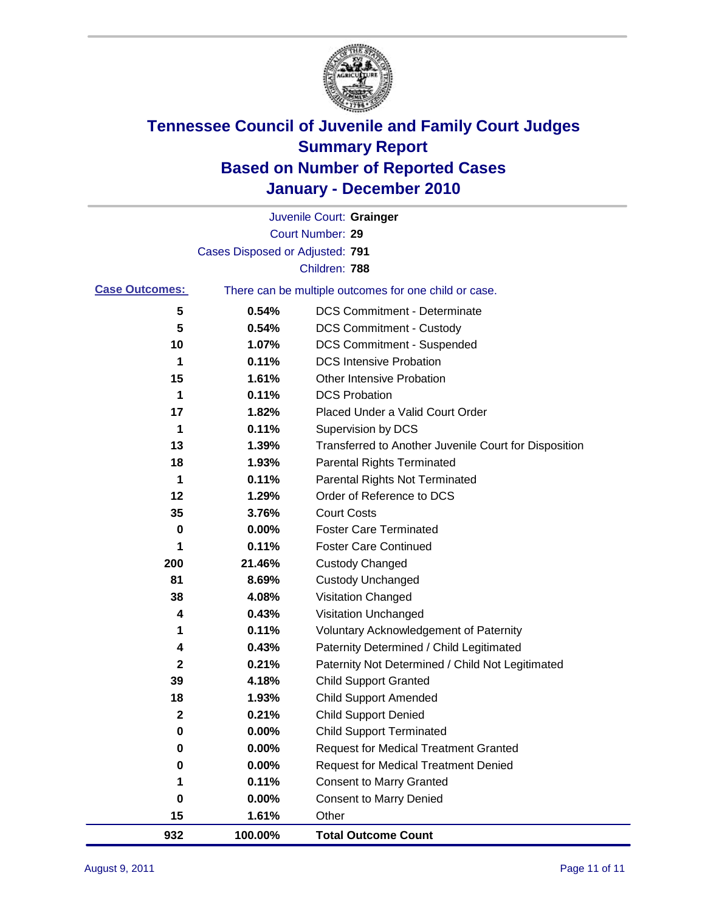# Tennessee Council of Juvenile and Family Court Judges
## Summary Report
## Based on Number of Reported Cases
## January - December 2010

Juvenile Court: **Grainger**
Court Number: **29**
Cases Disposed or Adjusted: **791**
Children: **788**

**Case Outcomes:** There can be multiple outcomes for one child or case.

| | | |
|---|---|---|
| 5 | 0.54% | DCS Commitment - Determinate |
| 5 | 0.54% | DCS Commitment - Custody |
| 10 | 1.07% | DCS Commitment - Suspended |
| 1 | 0.11% | DCS Intensive Probation |
| 15 | 1.61% | Other Intensive Probation |
| 1 | 0.11% | DCS Probation |
| 17 | 1.82% | Placed Under a Valid Court Order |
| 1 | 0.11% | Supervision by DCS |
| 13 | 1.39% | Transferred to Another Juvenile Court for Disposition |
| 18 | 1.93% | Parental Rights Terminated |
| 1 | 0.11% | Parental Rights Not Terminated |
| 12 | 1.29% | Order of Reference to DCS |
| 35 | 3.76% | Court Costs |
| 0 | 0.00% | Foster Care Terminated |
| 1 | 0.11% | Foster Care Continued |
| 200 | 21.46% | Custody Changed |
| 81 | 8.69% | Custody Unchanged |
| 38 | 4.08% | Visitation Changed |
| 4 | 0.43% | Visitation Unchanged |
| 1 | 0.11% | Voluntary Acknowledgement of Paternity |
| 4 | 0.43% | Paternity Determined / Child Legitimated |
| 2 | 0.21% | Paternity Not Determined / Child Not Legitimated |
| 39 | 4.18% | Child Support Granted |
| 18 | 1.93% | Child Support Amended |
| 2 | 0.21% | Child Support Denied |
| 0 | 0.00% | Child Support Terminated |
| 0 | 0.00% | Request for Medical Treatment Granted |
| 0 | 0.00% | Request for Medical Treatment Denied |
| 1 | 0.11% | Consent to Marry Granted |
| 0 | 0.00% | Consent to Marry Denied |
| 15 | 1.61% | Other |
| **932** | **100.00%** | **Total Outcome Count** |